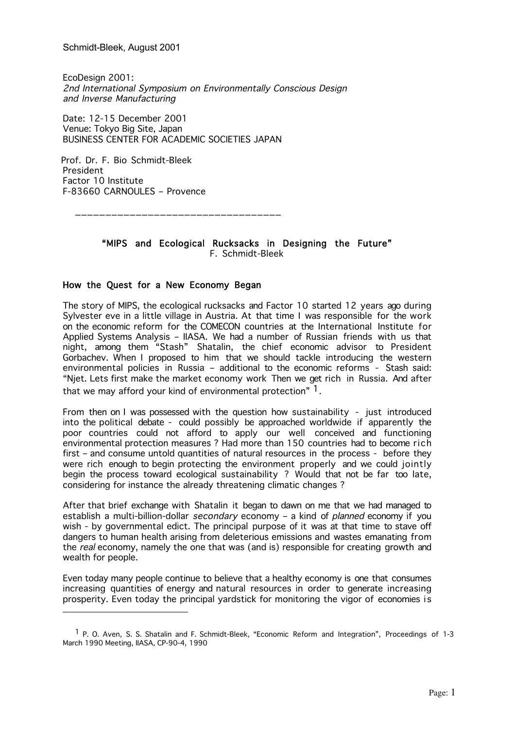Schmidt-Bleek, August 2001

EcoDesign 2001:
*2nd International Symposium on Environmentally Conscious Design and Inverse Manufacturing*

Date: 12-15 December 2001
Venue: Tokyo Big Site, Japan
BUSINESS CENTER FOR ACADEMIC SOCIETIES JAPAN

Prof. Dr. F. Bio Schmidt-Bleek
President
Factor 10 Institute
F-83660 CARNOULES – Provence

---

# "MIPS and Ecological Rucksacks in Designing the Future"

F. Schmidt-Bleek

## How the Quest for a New Economy Began

The story of MIPS, the ecological rucksacks and Factor 10 started 12 years ago during Sylvester eve in a little village in Austria. At that time I was responsible for the work on the economic reform for the COMECON countries at the International Institute for Applied Systems Analysis – IIASA. We had a number of Russian friends with us that night, among them "Stash" Shatalin, the chief economic advisor to President Gorbachev. When I proposed to him that we should tackle introducing the western environmental policies in Russia – additional to the economic reforms - Stash said: "Njet. Lets first make the market economy work Then we get rich in Russia. And after that we may afford your kind of environmental protection" [1].

From then on I was possessed with the question how sustainability - just introduced into the political debate - could possibly be approached worldwide if apparently the poor countries could not afford to apply our well conceived and functioning environmental protection measures ? Had more than 150 countries had to become rich first – and consume untold quantities of natural resources in the process - before they were rich enough to begin protecting the environment properly and we could jointly begin the process toward ecological sustainability ? Would that not be far too late, considering for instance the already threatening climatic changes ?

After that brief exchange with Shatalin it began to dawn on me that we had managed to establish a multi-billion-dollar *secondary* economy – a kind of *planned* economy if you wish - by governmental edict. The principal purpose of it was at that time to stave off dangers to human health arising from deleterious emissions and wastes emanating from the *real* economy, namely the one that was (and is) responsible for creating growth and wealth for people.

Even today many people continue to believe that a healthy economy is one that consumes increasing quantities of energy and natural resources in order to generate increasing prosperity. Even today the principal yardstick for monitoring the vigor of economies is

---

[1] P. O. Aven, S. S. Shatalin and F. Schmidt-Bleek, "Economic Reform and Integration", Proceedings of 1-3 March 1990 Meeting, IIASA, CP-90-4, 1990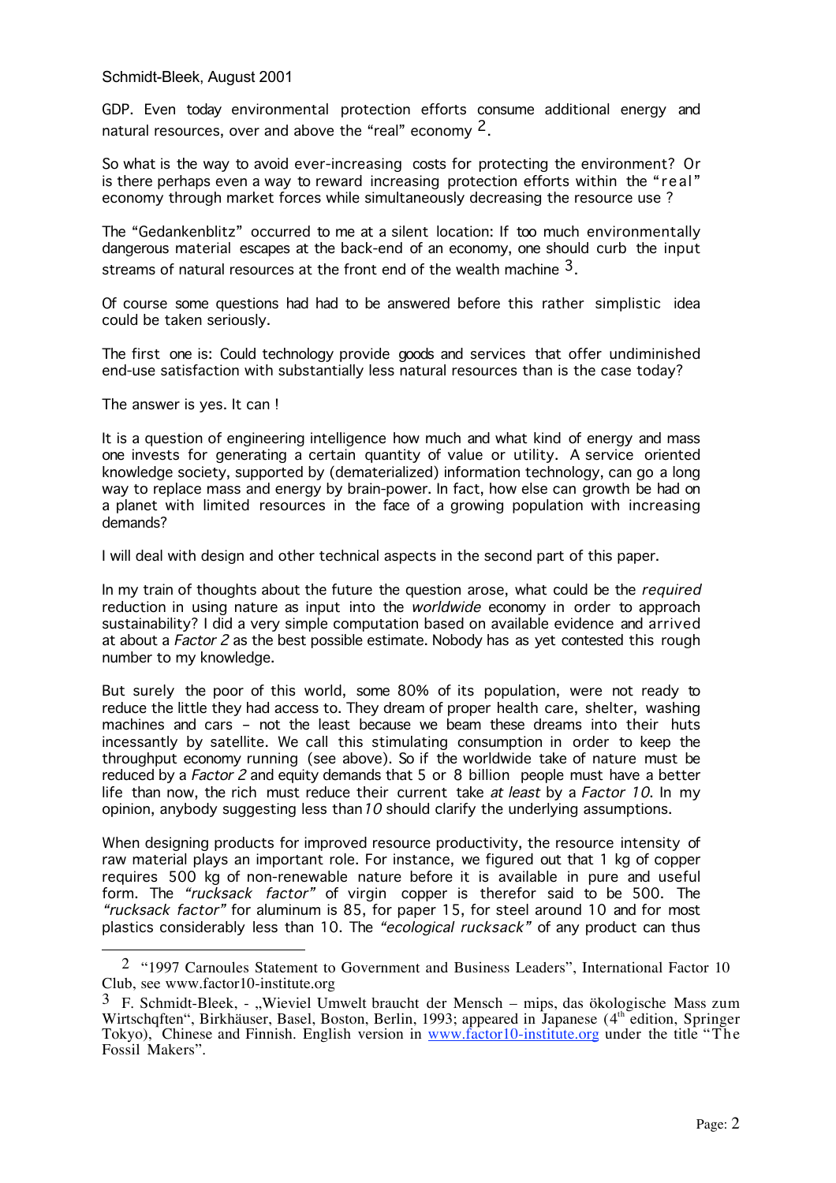GDP. Even today environmental protection efforts consume additional energy and natural resources, over and above the "real" economy [2].

So what is the way to avoid ever-increasing costs for protecting the environment? Or is there perhaps even a way to reward increasing protection efforts within the "real" economy through market forces while simultaneously decreasing the resource use ?

The "Gedankenblitz" occurred to me at a silent location: If too much environmentally dangerous material escapes at the back-end of an economy, one should curb the input streams of natural resources at the front end of the wealth machine [3].

Of course some questions had had to be answered before this rather simplistic idea could be taken seriously.

The first one is: Could technology provide goods and services that offer undiminished end-use satisfaction with substantially less natural resources than is the case today?

The answer is yes. It can !

It is a question of engineering intelligence how much and what kind of energy and mass one invests for generating a certain quantity of value or utility. A service oriented knowledge society, supported by (dematerialized) information technology, can go a long way to replace mass and energy by brain-power. In fact, how else can growth be had on a planet with limited resources in the face of a growing population with increasing demands?

I will deal with design and other technical aspects in the second part of this paper.

In my train of thoughts about the future the question arose, what could be the *required* reduction in using nature as input into the *worldwide* economy in order to approach sustainability? I did a very simple computation based on available evidence and arrived at about a *Factor 2* as the best possible estimate. Nobody has as yet contested this rough number to my knowledge.

But surely the poor of this world, some 80% of its population, were not ready to reduce the little they had access to. They dream of proper health care, shelter, washing machines and cars – not the least because we beam these dreams into their huts incessantly by satellite. We call this stimulating consumption in order to keep the throughput economy running (see above). So if the worldwide take of nature must be reduced by a *Factor 2* and equity demands that 5 or 8 billion people must have a better life than now, the rich must reduce their current take *at least* by a *Factor 10*. In my opinion, anybody suggesting less than *10* should clarify the underlying assumptions.

When designing products for improved resource productivity, the resource intensity of raw material plays an important role. For instance, we figured out that 1 kg of copper requires 500 kg of non-renewable nature before it is available in pure and useful form. The *"rucksack factor"* of virgin copper is therefor said to be 500. The *"rucksack factor"* for aluminum is 85, for paper 15, for steel around 10 and for most plastics considerably less than 10. The *"ecological rucksack"* of any product can thus

---

[2] "1997 Carnoules Statement to Government and Business Leaders", International Factor 10 Club, see www.factor10-institute.org

[3] F. Schmidt-Bleek, - „Wieviel Umwelt braucht der Mensch – mips, das ökologische Mass zum Wirtschqften", Birkhäuser, Basel, Boston, Berlin, 1993; appeared in Japanese (4th edition, Springer Tokyo), Chinese and Finnish. English version in www.factor10-institute.org under the title "The Fossil Makers".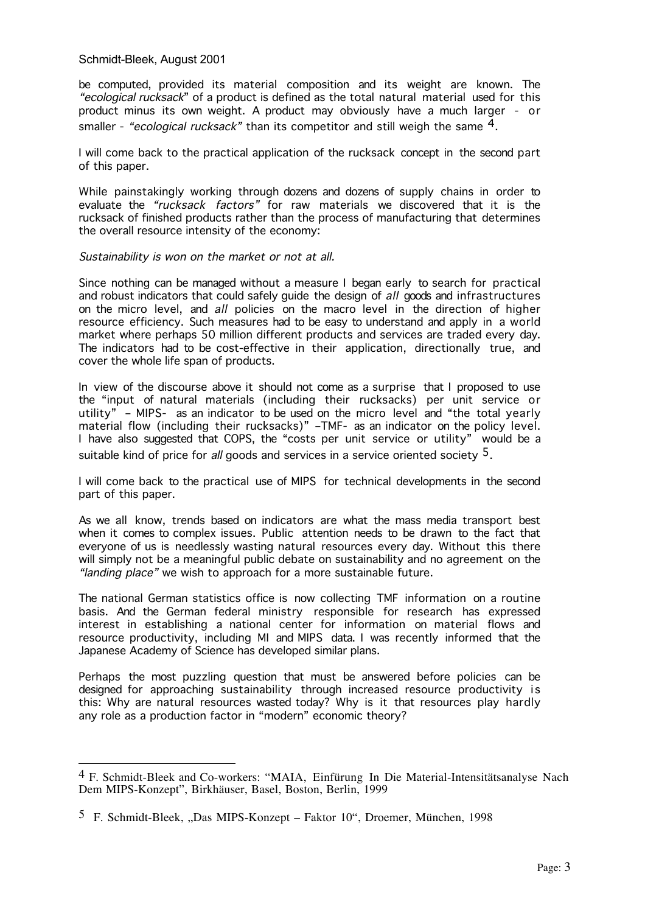be computed, provided its material composition and its weight are known. The *"ecological rucksack"* of a product is defined as the total natural material used for this product minus its own weight. A product may obviously have a much larger - or smaller - *"ecological rucksack"* than its competitor and still weigh the same [4].

I will come back to the practical application of the rucksack concept in the second part of this paper.

While painstakingly working through dozens and dozens of supply chains in order to evaluate the *"rucksack factors"* for raw materials we discovered that it is the rucksack of finished products rather than the process of manufacturing that determines the overall resource intensity of the economy:

*Sustainability is won on the market or not at all.*

Since nothing can be managed without a measure I began early to search for practical and robust indicators that could safely guide the design of *all* goods and infrastructures on the micro level, and *all* policies on the macro level in the direction of higher resource efficiency. Such measures had to be easy to understand and apply in a world market where perhaps 50 million different products and services are traded every day. The indicators had to be cost-effective in their application, directionally true, and cover the whole life span of products.

In view of the discourse above it should not come as a surprise that I proposed to use the "input of natural materials (including their rucksacks) per unit service or utility" – MIPS- as an indicator to be used on the micro level and "the total yearly material flow (including their rucksacks)" –TMF- as an indicator on the policy level. I have also suggested that COPS, the "costs per unit service or utility" would be a suitable kind of price for *all* goods and services in a service oriented society [5].

I will come back to the practical use of MIPS for technical developments in the second part of this paper.

As we all know, trends based on indicators are what the mass media transport best when it comes to complex issues. Public attention needs to be drawn to the fact that everyone of us is needlessly wasting natural resources every day. Without this there will simply not be a meaningful public debate on sustainability and no agreement on the *"landing place"* we wish to approach for a more sustainable future.

The national German statistics office is now collecting TMF information on a routine basis. And the German federal ministry responsible for research has expressed interest in establishing a national center for information on material flows and resource productivity, including MI and MIPS data. I was recently informed that the Japanese Academy of Science has developed similar plans.

Perhaps the most puzzling question that must be answered before policies can be designed for approaching sustainability through increased resource productivity is this: Why are natural resources wasted today? Why is it that resources play hardly any role as a production factor in "modern" economic theory?

---

[4] F. Schmidt-Bleek and Co-workers: "MAIA, Einfürung In Die Material-Intensitätsanalyse Nach Dem MIPS-Konzept", Birkhäuser, Basel, Boston, Berlin, 1999

[5] F. Schmidt-Bleek, „Das MIPS-Konzept – Faktor 10", Droemer, München, 1998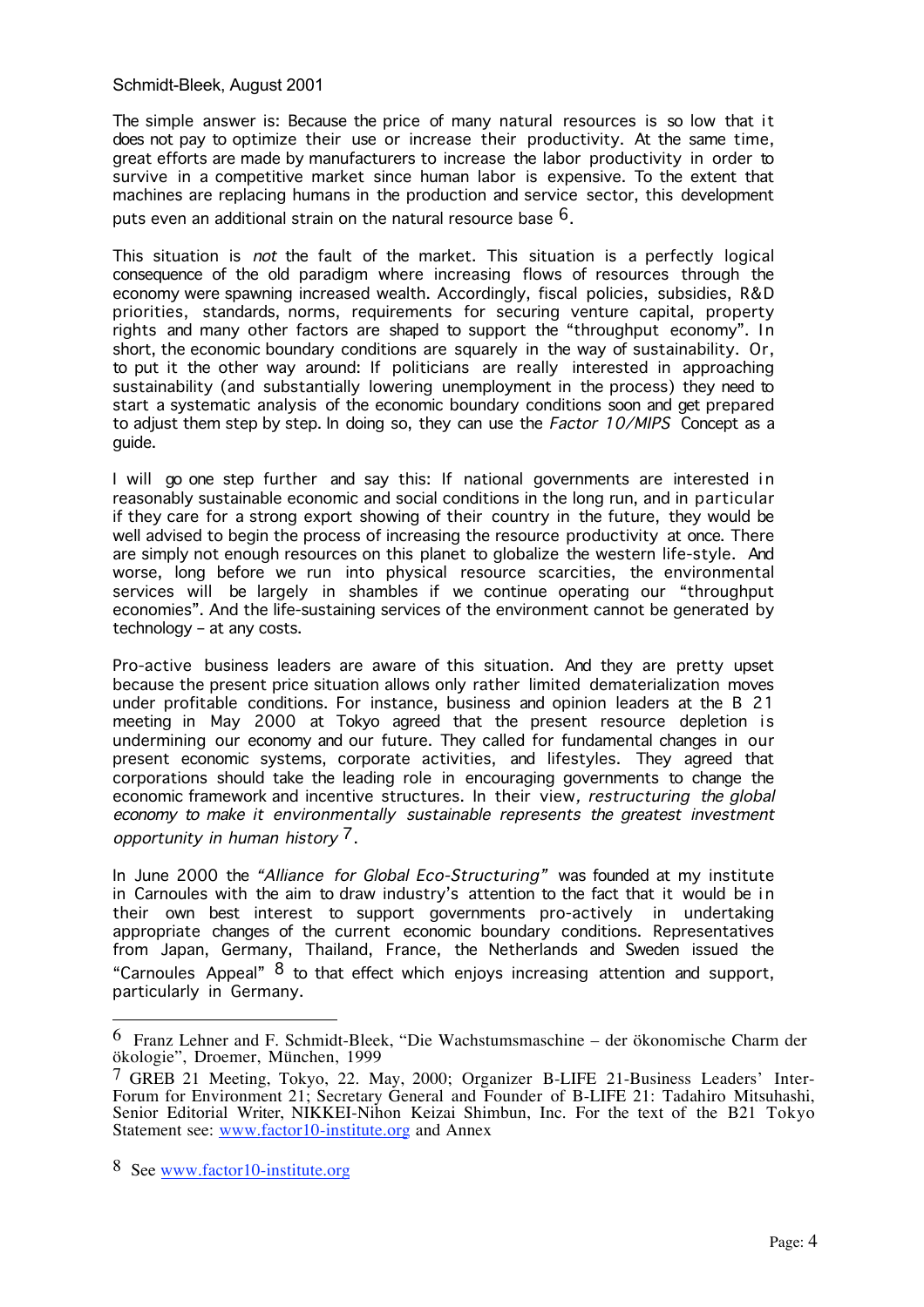The simple answer is: Because the price of many natural resources is so low that it does not pay to optimize their use or increase their productivity. At the same time, great efforts are made by manufacturers to increase the labor productivity in order to survive in a competitive market since human labor is expensive. To the extent that machines are replacing humans in the production and service sector, this development puts even an additional strain on the natural resource base [6].

This situation is *not* the fault of the market. This situation is a perfectly logical consequence of the old paradigm where increasing flows of resources through the economy were spawning increased wealth. Accordingly, fiscal policies, subsidies, R&D priorities, standards, norms, requirements for securing venture capital, property rights and many other factors are shaped to support the "throughput economy". In short, the economic boundary conditions are squarely in the way of sustainability. Or, to put it the other way around: If politicians are really interested in approaching sustainability (and substantially lowering unemployment in the process) they need to start a systematic analysis of the economic boundary conditions soon and get prepared to adjust them step by step. In doing so, they can use the *Factor 10/MIPS* Concept as a guide.

I will go one step further and say this: If national governments are interested in reasonably sustainable economic and social conditions in the long run, and in particular if they care for a strong export showing of their country in the future, they would be well advised to begin the process of increasing the resource productivity at once. There are simply not enough resources on this planet to globalize the western life-style. And worse, long before we run into physical resource scarcities, the environmental services will be largely in shambles if we continue operating our "throughput economies". And the life-sustaining services of the environment cannot be generated by technology – at any costs.

Pro-active business leaders are aware of this situation. And they are pretty upset because the present price situation allows only rather limited dematerialization moves under profitable conditions. For instance, business and opinion leaders at the B 21 meeting in May 2000 at Tokyo agreed that the present resource depletion is undermining our economy and our future. They called for fundamental changes in our present economic systems, corporate activities, and lifestyles. They agreed that corporations should take the leading role in encouraging governments to change the economic framework and incentive structures. In their view*, restructuring the global economy to make it environmentally sustainable represents the greatest investment opportunity in human history* [7].

In June 2000 the *"Alliance for Global Eco-Structuring"* was founded at my institute in Carnoules with the aim to draw industry's attention to the fact that it would be in their own best interest to support governments pro-actively in undertaking appropriate changes of the current economic boundary conditions. Representatives from Japan, Germany, Thailand, France, the Netherlands and Sweden issued the "Carnoules Appeal" [8] to that effect which enjoys increasing attention and support, particularly in Germany.

---

[6] Franz Lehner and F. Schmidt-Bleek, "Die Wachstumsmaschine – der ökonomische Charm der ökologie", Droemer, München, 1999

[7] GREB 21 Meeting, Tokyo, 22. May, 2000; Organizer B-LIFE 21-Business Leaders' Inter-Forum for Environment 21; Secretary General and Founder of B-LIFE 21: Tadahiro Mitsuhashi, Senior Editorial Writer, NIKKEI-Nihon Keizai Shimbun, Inc. For the text of the B21 Tokyo Statement see: www.factor10-institute.org and Annex

[8] See www.factor10-institute.org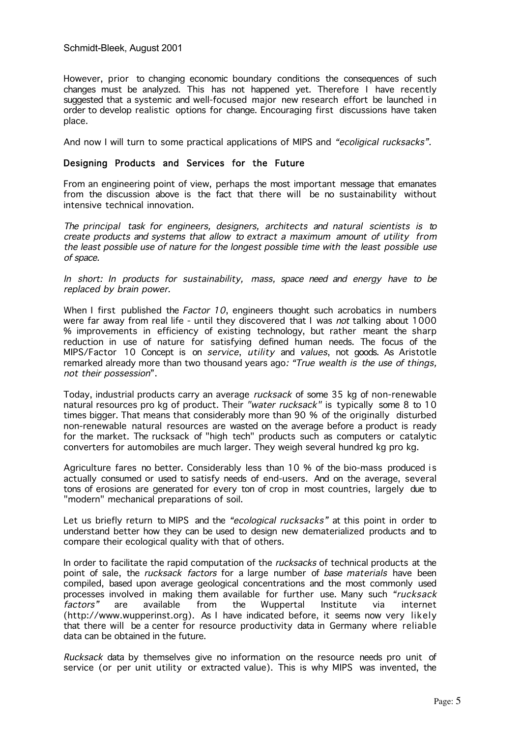However, prior to changing economic boundary conditions the consequences of such changes must be analyzed. This has not happened yet. Therefore I have recently suggested that a systemic and well-focused major new research effort be launched in order to develop realistic options for change. Encouraging first discussions have taken place.

And now I will turn to some practical applications of MIPS and *"ecoligical rucksacks"*.

## Designing Products and Services for the Future

From an engineering point of view, perhaps the most important message that emanates from the discussion above is the fact that there will be no sustainability without intensive technical innovation.

*The principal task for engineers, designers, architects and natural scientists is to create products and systems that allow to extract a maximum amount of utility from the least possible use of nature for the longest possible time with the least possible use of space.*

*In short: In products for sustainability, mass, space need and energy have to be replaced by brain power.*

When I first published the *Factor 10*, engineers thought such acrobatics in numbers were far away from real life - until they discovered that I was *not* talking about 1000 % improvements in efficiency of existing technology, but rather meant the sharp reduction in use of nature for satisfying defined human needs. The focus of the MIPS/Factor 10 Concept is on *service*, *utility* and *values*, not goods. As Aristotle remarked already more than two thousand years ago*: "True wealth is the use of things, not their possession*".

Today, industrial products carry an average *rucksack* of some 35 kg of non-renewable natural resources pro kg of product. Their *"water rucksack"* is typically some 8 to 10 times bigger. That means that considerably more than 90 % of the originally disturbed non-renewable natural resources are wasted on the average before a product is ready for the market. The rucksack of "high tech" products such as computers or catalytic converters for automobiles are much larger. They weigh several hundred kg pro kg.

Agriculture fares no better. Considerably less than 10 % of the bio-mass produced is actually consumed or used to satisfy needs of end-users. And on the average, several tons of erosions are generated for every ton of crop in most countries, largely due to "modern" mechanical preparations of soil.

Let us briefly return to MIPS and the *"ecological rucksacks"* at this point in order to understand better how they can be used to design new dematerialized products and to compare their ecological quality with that of others.

In order to facilitate the rapid computation of the *rucksacks* of technical products at the point of sale, the *rucksack factors* for a large number of *base materials* have been compiled, based upon average geological concentrations and the most commonly used processes involved in making them available for further use. Many such *"rucksack factors"* are available from the Wuppertal Institute via internet (http://www.wupperinst.org). As I have indicated before, it seems now very likely that there will be a center for resource productivity data in Germany where reliable data can be obtained in the future.

*Rucksack* data by themselves give no information on the resource needs pro unit of service (or per unit utility or extracted value). This is why MIPS was invented, the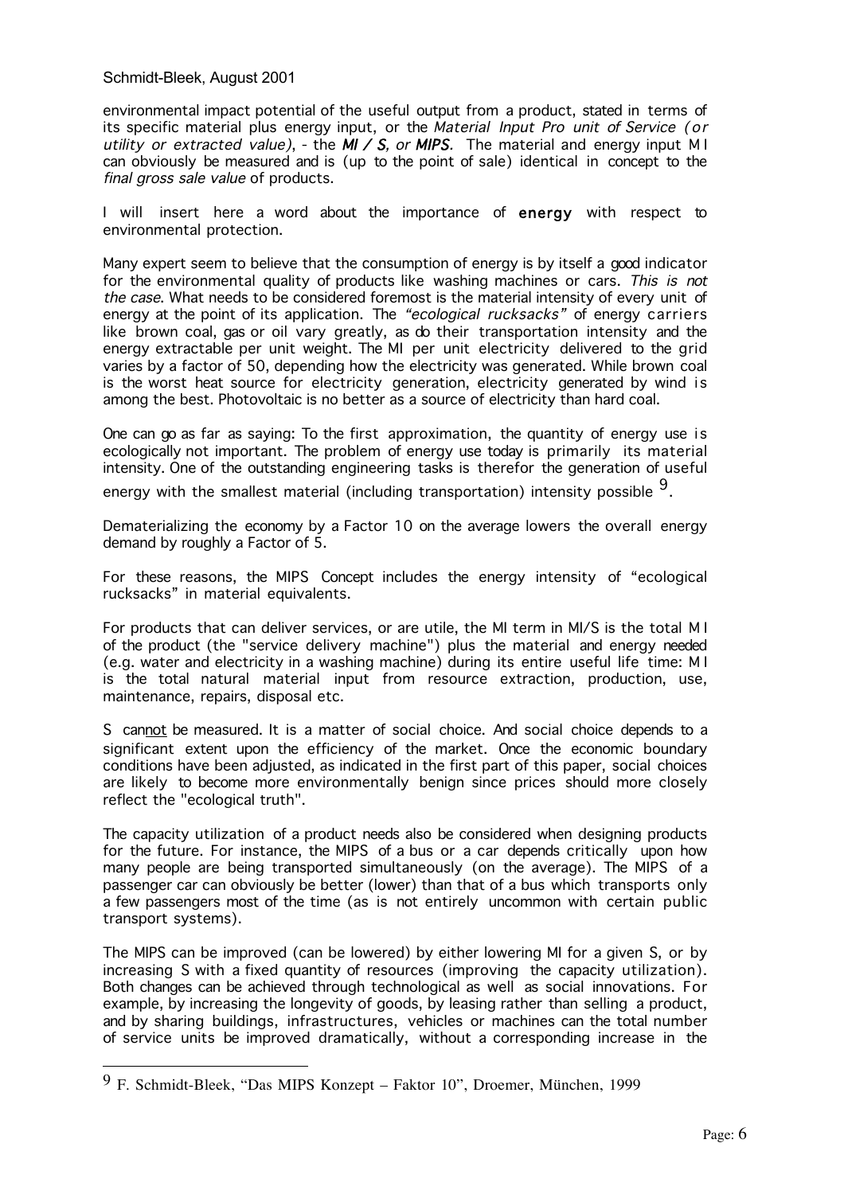environmental impact potential of the useful output from a product, stated in terms of its specific material plus energy input, or the *Material Input Pro unit of Service (or utility or extracted value)*, - the ***MI / S**, or **MIPS***. The material and energy input M I can obviously be measured and is (up to the point of sale) identical in concept to the *final gross sale value* of products.

I will insert here a word about the importance of **energy** with respect to environmental protection.

Many expert seem to believe that the consumption of energy is by itself a good indicator for the environmental quality of products like washing machines or cars. *This is not the case*. What needs to be considered foremost is the material intensity of every unit of energy at the point of its application. The *"ecological rucksacks"* of energy carriers like brown coal, gas or oil vary greatly, as do their transportation intensity and the energy extractable per unit weight. The MI per unit electricity delivered to the grid varies by a factor of 50, depending how the electricity was generated. While brown coal is the worst heat source for electricity generation, electricity generated by wind is among the best. Photovoltaic is no better as a source of electricity than hard coal.

One can go as far as saying: To the first approximation, the quantity of energy use is ecologically not important. The problem of energy use today is primarily its material intensity. One of the outstanding engineering tasks is therefor the generation of useful energy with the smallest material (including transportation) intensity possible [9].

Dematerializing the economy by a Factor 10 on the average lowers the overall energy demand by roughly a Factor of 5.

For these reasons, the MIPS Concept includes the energy intensity of "ecological rucksacks" in material equivalents.

For products that can deliver services, or are utile, the MI term in MI/S is the total M I of the product (the "service delivery machine") plus the material and energy needed (e.g. water and electricity in a washing machine) during its entire useful life time: M I is the total natural material input from resource extraction, production, use, maintenance, repairs, disposal etc.

S can<u>not</u> be measured. It is a matter of social choice. And social choice depends to a significant extent upon the efficiency of the market. Once the economic boundary conditions have been adjusted, as indicated in the first part of this paper, social choices are likely to become more environmentally benign since prices should more closely reflect the "ecological truth".

The capacity utilization of a product needs also be considered when designing products for the future. For instance, the MIPS of a bus or a car depends critically upon how many people are being transported simultaneously (on the average). The MIPS of a passenger car can obviously be better (lower) than that of a bus which transports only a few passengers most of the time (as is not entirely uncommon with certain public transport systems).

The MIPS can be improved (can be lowered) by either lowering MI for a given S, or by increasing S with a fixed quantity of resources (improving the capacity utilization). Both changes can be achieved through technological as well as social innovations. For example, by increasing the longevity of goods, by leasing rather than selling a product, and by sharing buildings, infrastructures, vehicles or machines can the total number of service units be improved dramatically, without a corresponding increase in the

---

[9] F. Schmidt-Bleek, "Das MIPS Konzept – Faktor 10", Droemer, München, 1999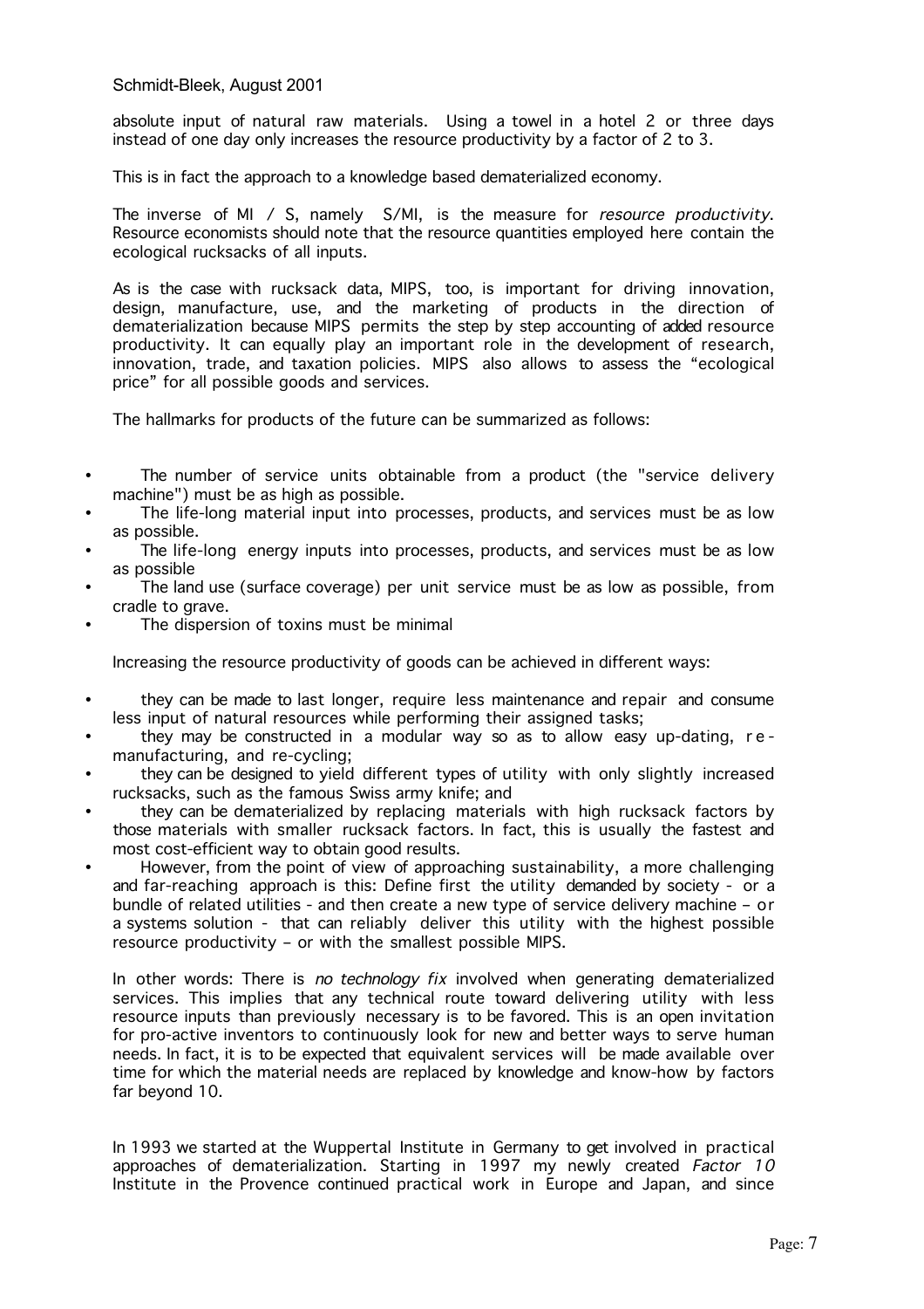absolute input of natural raw materials. Using a towel in a hotel 2 or three days instead of one day only increases the resource productivity by a factor of 2 to 3.

This is in fact the approach to a knowledge based dematerialized economy.

The inverse of MI / S, namely S/MI, is the measure for *resource productivity*. Resource economists should note that the resource quantities employed here contain the ecological rucksacks of all inputs.

As is the case with rucksack data, MIPS, too, is important for driving innovation, design, manufacture, use, and the marketing of products in the direction of dematerialization because MIPS permits the step by step accounting of added resource productivity. It can equally play an important role in the development of research, innovation, trade, and taxation policies. MIPS also allows to assess the "ecological price" for all possible goods and services.

The hallmarks for products of the future can be summarized as follows:

- The number of service units obtainable from a product (the "service delivery machine") must be as high as possible.
- The life-long material input into processes, products, and services must be as low as possible.
- The life-long energy inputs into processes, products, and services must be as low as possible
- The land use (surface coverage) per unit service must be as low as possible, from cradle to grave.
- The dispersion of toxins must be minimal

Increasing the resource productivity of goods can be achieved in different ways:

- they can be made to last longer, require less maintenance and repair and consume less input of natural resources while performing their assigned tasks;
- they may be constructed in a modular way so as to allow easy up-dating, re-manufacturing, and re-cycling;
- they can be designed to yield different types of utility with only slightly increased rucksacks, such as the famous Swiss army knife; and
- they can be dematerialized by replacing materials with high rucksack factors by those materials with smaller rucksack factors. In fact, this is usually the fastest and most cost-efficient way to obtain good results.
- However, from the point of view of approaching sustainability, a more challenging and far-reaching approach is this: Define first the utility demanded by society - or a bundle of related utilities - and then create a new type of service delivery machine – or a systems solution - that can reliably deliver this utility with the highest possible resource productivity – or with the smallest possible MIPS.

In other words: There is *no technology fix* involved when generating dematerialized services. This implies that any technical route toward delivering utility with less resource inputs than previously necessary is to be favored. This is an open invitation for pro-active inventors to continuously look for new and better ways to serve human needs. In fact, it is to be expected that equivalent services will be made available over time for which the material needs are replaced by knowledge and know-how by factors far beyond 10.

In 1993 we started at the Wuppertal Institute in Germany to get involved in practical approaches of dematerialization. Starting in 1997 my newly created *Factor 10* Institute in the Provence continued practical work in Europe and Japan, and since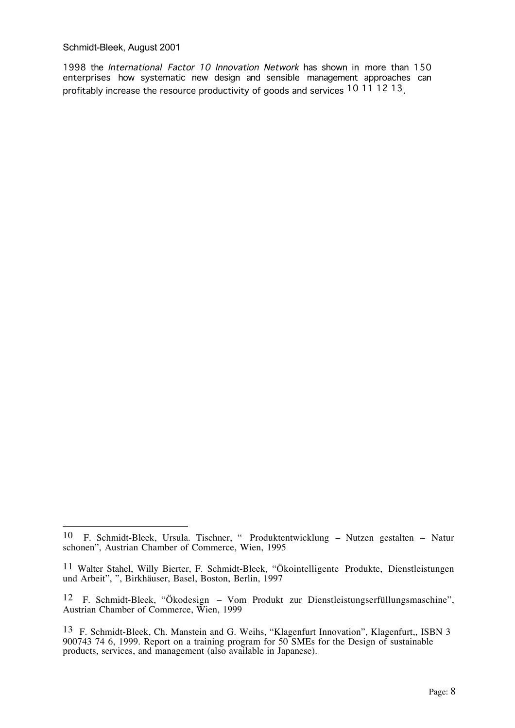1998 the *International Factor 10 Innovation Network* has shown in more than 150 enterprises how systematic new design and sensible management approaches can profitably increase the resource productivity of goods and services [10] [11] [12] [13].

---

[10] F. Schmidt-Bleek, Ursula. Tischner, " Produktentwicklung – Nutzen gestalten – Natur schonen", Austrian Chamber of Commerce, Wien, 1995

[11] Walter Stahel, Willy Bierter, F. Schmidt-Bleek, "Ökointelligente Produkte, Dienstleistungen und Arbeit", ", Birkhäuser, Basel, Boston, Berlin, 1997

[12] F. Schmidt-Bleek, "Ökodesign – Vom Produkt zur Dienstleistungserfüllungsmaschine", Austrian Chamber of Commerce, Wien, 1999

[13] F. Schmidt-Bleek, Ch. Manstein and G. Weihs, "Klagenfurt Innovation", Klagenfurt,, ISBN 3 900743 74 6, 1999. Report on a training program for 50 SMEs for the Design of sustainable products, services, and management (also available in Japanese).